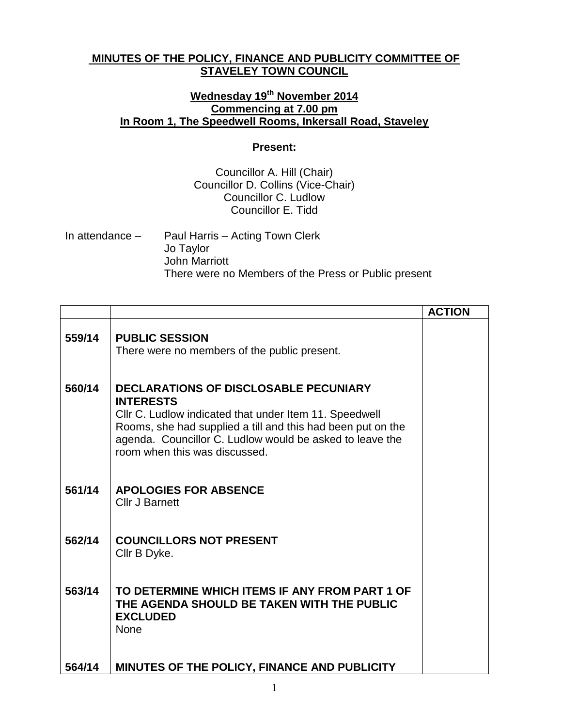# MINUTES OF THE POLICY, FINANCE AND PUBLICITY COMMITTEE OF STAVELEY TOWN COUNCIL

## Wednesday 19th November 2014
## Commencing at 7.00 pm
## In Room 1, The Speedwell Rooms, Inkersall Road, Staveley

**Present:**

Councillor A. Hill (Chair)
Councillor D. Collins (Vice-Chair)
Councillor C. Ludlow
Councillor E. Tidd

In attendance – Paul Harris – Acting Town Clerk
Jo Taylor
John Marriott
There were no Members of the Press or Public present

| | | ACTION |
|---|---|---|
| 559/14 | **PUBLIC SESSION**<br>There were no members of the public present. | |
| 560/14 | **DECLARATIONS OF DISCLOSABLE PECUNIARY INTERESTS**<br>Cllr C. Ludlow indicated that under Item 11. Speedwell Rooms, she had supplied a till and this had been put on the agenda. Councillor C. Ludlow would be asked to leave the room when this was discussed. | |
| 561/14 | **APOLOGIES FOR ABSENCE**<br>Cllr J Barnett | |
| 562/14 | **COUNCILLORS NOT PRESENT**<br>Cllr B Dyke. | |
| 563/14 | **TO DETERMINE WHICH ITEMS IF ANY FROM PART 1 OF THE AGENDA SHOULD BE TAKEN WITH THE PUBLIC EXCLUDED**<br>None | |
| 564/14 | **MINUTES OF THE POLICY, FINANCE AND PUBLICITY** | |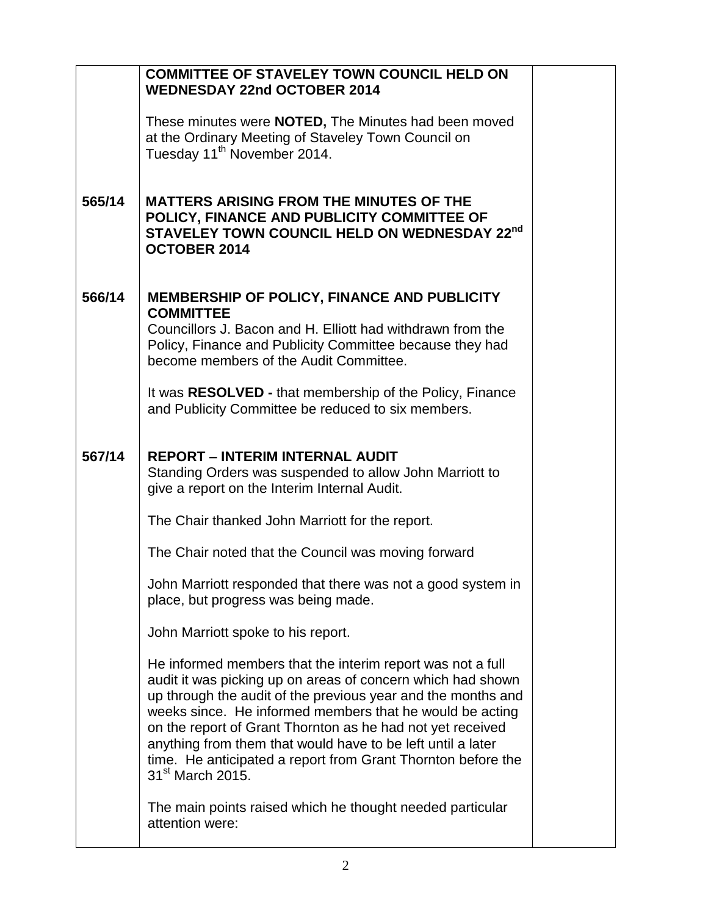**COMMITTEE OF STAVELEY TOWN COUNCIL HELD ON WEDNESDAY 22nd OCTOBER 2014**

These minutes were **NOTED,** The Minutes had been moved at the Ordinary Meeting of Staveley Town Council on Tuesday 11th November 2014.

**565/14 MATTERS ARISING FROM THE MINUTES OF THE POLICY, FINANCE AND PUBLICITY COMMITTEE OF STAVELEY TOWN COUNCIL HELD ON WEDNESDAY 22nd OCTOBER 2014**

**566/14 MEMBERSHIP OF POLICY, FINANCE AND PUBLICITY COMMITTEE**

Councillors J. Bacon and H. Elliott had withdrawn from the Policy, Finance and Publicity Committee because they had become members of the Audit Committee.

It was **RESOLVED -** that membership of the Policy, Finance and Publicity Committee be reduced to six members.

**567/14 REPORT – INTERIM INTERNAL AUDIT**

Standing Orders was suspended to allow John Marriott to give a report on the Interim Internal Audit.

The Chair thanked John Marriott for the report.

The Chair noted that the Council was moving forward

John Marriott responded that there was not a good system in place, but progress was being made.

John Marriott spoke to his report.

He informed members that the interim report was not a full audit it was picking up on areas of concern which had shown up through the audit of the previous year and the months and weeks since. He informed members that he would be acting on the report of Grant Thornton as he had not yet received anything from them that would have to be left until a later time. He anticipated a report from Grant Thornton before the 31st March 2015.

The main points raised which he thought needed particular attention were: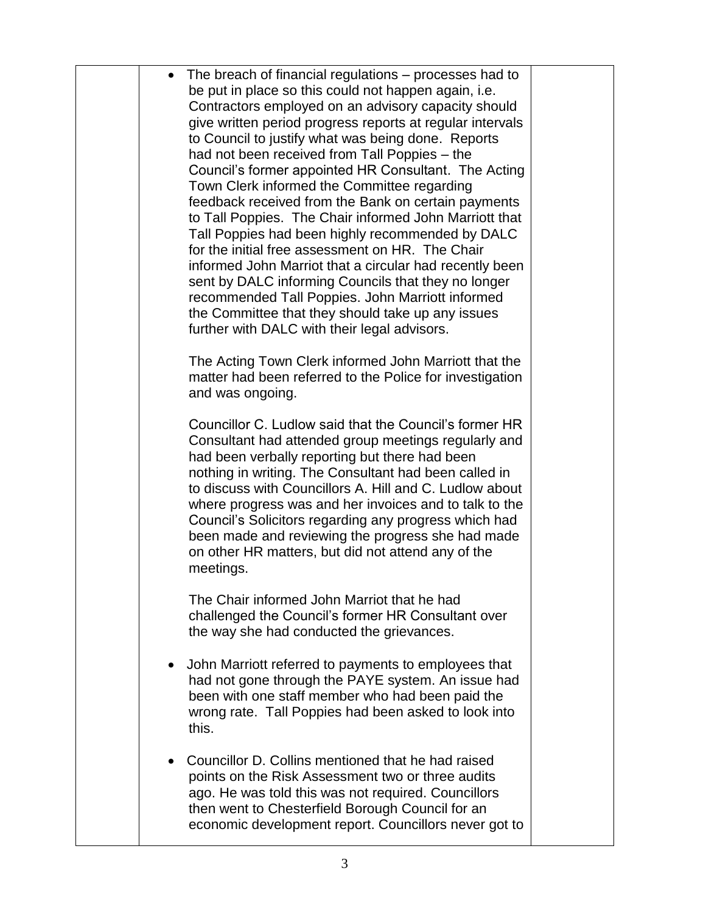| | | |
|---|---|---|
| | • The breach of financial regulations – processes had to be put in place so this could not happen again, i.e. Contractors employed on an advisory capacity should give written period progress reports at regular intervals to Council to justify what was being done. Reports had not been received from Tall Poppies – the Council's former appointed HR Consultant. The Acting Town Clerk informed the Committee regarding feedback received from the Bank on certain payments to Tall Poppies. The Chair informed John Marriott that Tall Poppies had been highly recommended by DALC for the initial free assessment on HR. The Chair informed John Marriot that a circular had recently been sent by DALC informing Councils that they no longer recommended Tall Poppies. John Marriott informed the Committee that they should take up any issues further with DALC with their legal advisors.<br><br>The Acting Town Clerk informed John Marriott that the matter had been referred to the Police for investigation and was ongoing.<br><br>Councillor C. Ludlow said that the Council's former HR Consultant had attended group meetings regularly and had been verbally reporting but there had been nothing in writing. The Consultant had been called in to discuss with Councillors A. Hill and C. Ludlow about where progress was and her invoices and to talk to the Council's Solicitors regarding any progress which had been made and reviewing the progress she had made on other HR matters, but did not attend any of the meetings.<br><br>The Chair informed John Marriot that he had challenged the Council's former HR Consultant over the way she had conducted the grievances.<br><br>• John Marriott referred to payments to employees that had not gone through the PAYE system. An issue had been with one staff member who had been paid the wrong rate. Tall Poppies had been asked to look into this.<br><br>• Councillor D. Collins mentioned that he had raised points on the Risk Assessment two or three audits ago. He was told this was not required. Councillors then went to Chesterfield Borough Council for an economic development report. Councillors never got to | |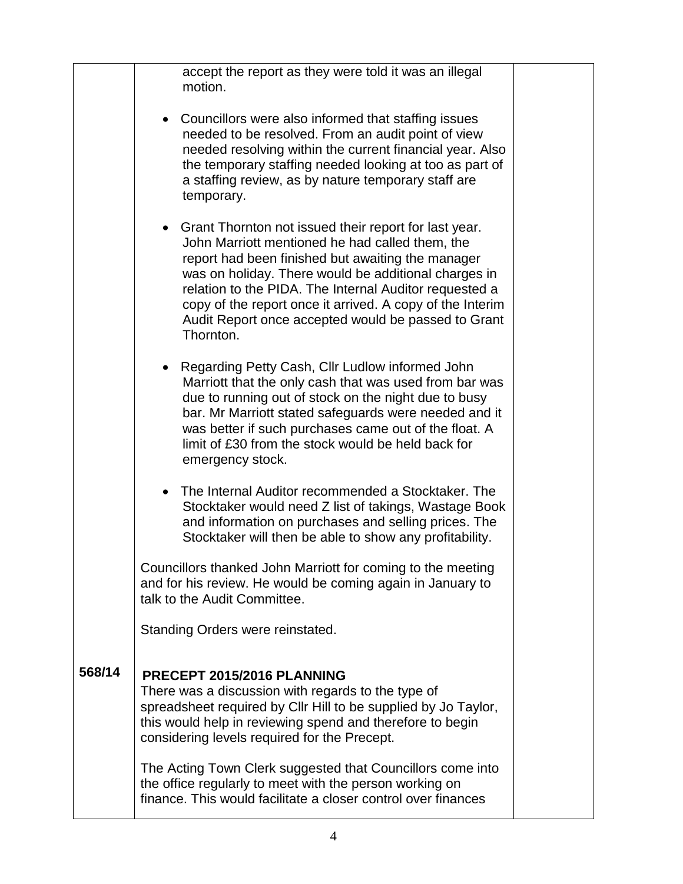| | | |
|---|---|---|
| | accept the report as they were told it was an illegal motion.<br><br>• Councillors were also informed that staffing issues needed to be resolved. From an audit point of view needed resolving within the current financial year. Also the temporary staffing needed looking at too as part of a staffing review, as by nature temporary staff are temporary.<br><br>• Grant Thornton not issued their report for last year. John Marriott mentioned he had called them, the report had been finished but awaiting the manager was on holiday. There would be additional charges in relation to the PIDA. The Internal Auditor requested a copy of the report once it arrived. A copy of the Interim Audit Report once accepted would be passed to Grant Thornton.<br><br>• Regarding Petty Cash, Cllr Ludlow informed John Marriott that the only cash that was used from bar was due to running out of stock on the night due to busy bar. Mr Marriott stated safeguards were needed and it was better if such purchases came out of the float. A limit of £30 from the stock would be held back for emergency stock.<br><br>• The Internal Auditor recommended a Stocktaker. The Stocktaker would need Z list of takings, Wastage Book and information on purchases and selling prices. The Stocktaker will then be able to show any profitability.<br><br>Councillors thanked John Marriott for coming to the meeting and for his review. He would be coming again in January to talk to the Audit Committee.<br><br>Standing Orders were reinstated. | |
| **568/14** | **PRECEPT 2015/2016 PLANNING**<br>There was a discussion with regards to the type of spreadsheet required by Cllr Hill to be supplied by Jo Taylor, this would help in reviewing spend and therefore to begin considering levels required for the Precept.<br><br>The Acting Town Clerk suggested that Councillors come into the office regularly to meet with the person working on finance. This would facilitate a closer control over finances | |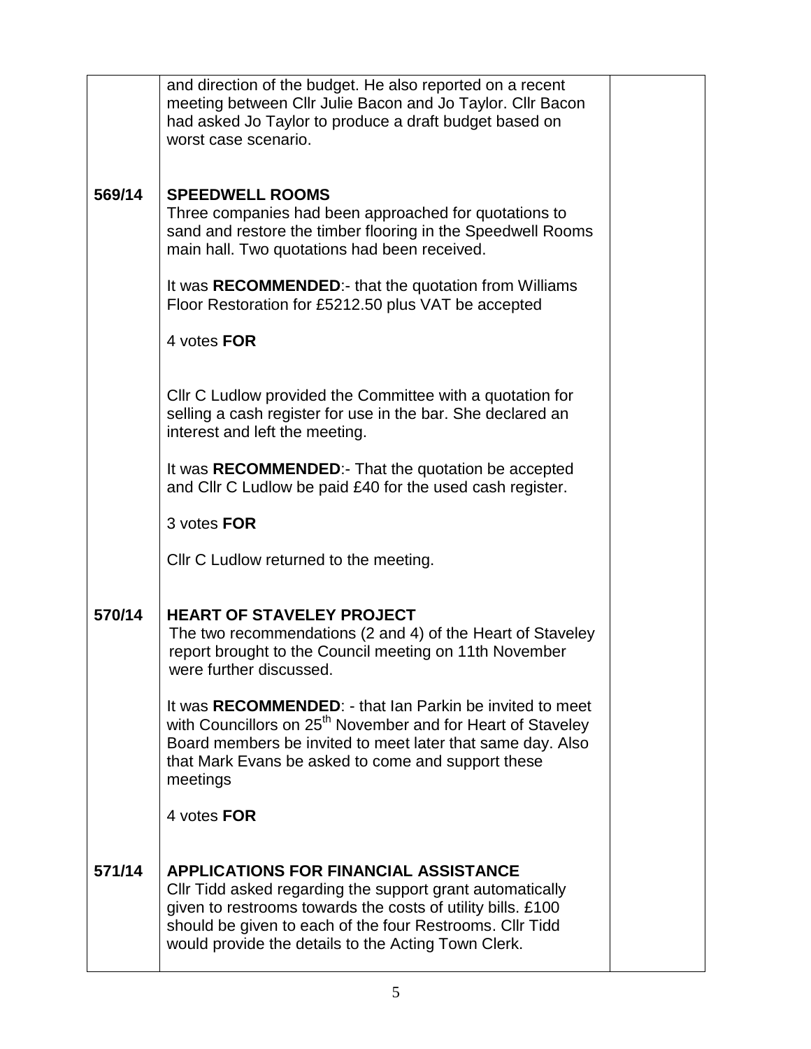|  | and direction of the budget. He also reported on a recent meeting between Cllr Julie Bacon and Jo Taylor. Cllr Bacon had asked Jo Taylor to produce a draft budget based on worst case scenario. |  |
|---|---|---|
| **569/14** | **SPEEDWELL ROOMS**<br>Three companies had been approached for quotations to sand and restore the timber flooring in the Speedwell Rooms main hall. Two quotations had been received.<br><br>It was **RECOMMENDED**:- that the quotation from Williams Floor Restoration for £5212.50 plus VAT be accepted<br><br>4 votes **FOR**<br><br>Cllr C Ludlow provided the Committee with a quotation for selling a cash register for use in the bar. She declared an interest and left the meeting.<br><br>It was **RECOMMENDED**:- That the quotation be accepted and Cllr C Ludlow be paid £40 for the used cash register.<br><br>3 votes **FOR**<br><br>Cllr C Ludlow returned to the meeting. |  |
| **570/14** | **HEART OF STAVELEY PROJECT**<br>The two recommendations (2 and 4) of the Heart of Staveley report brought to the Council meeting on 11th November were further discussed.<br><br>It was **RECOMMENDED**: - that Ian Parkin be invited to meet with Councillors on 25th November and for Heart of Staveley Board members be invited to meet later that same day. Also that Mark Evans be asked to come and support these meetings<br><br>4 votes **FOR** |  |
| **571/14** | **APPLICATIONS FOR FINANCIAL ASSISTANCE**<br>Cllr Tidd asked regarding the support grant automatically given to restrooms towards the costs of utility bills. £100 should be given to each of the four Restrooms. Cllr Tidd would provide the details to the Acting Town Clerk. |  |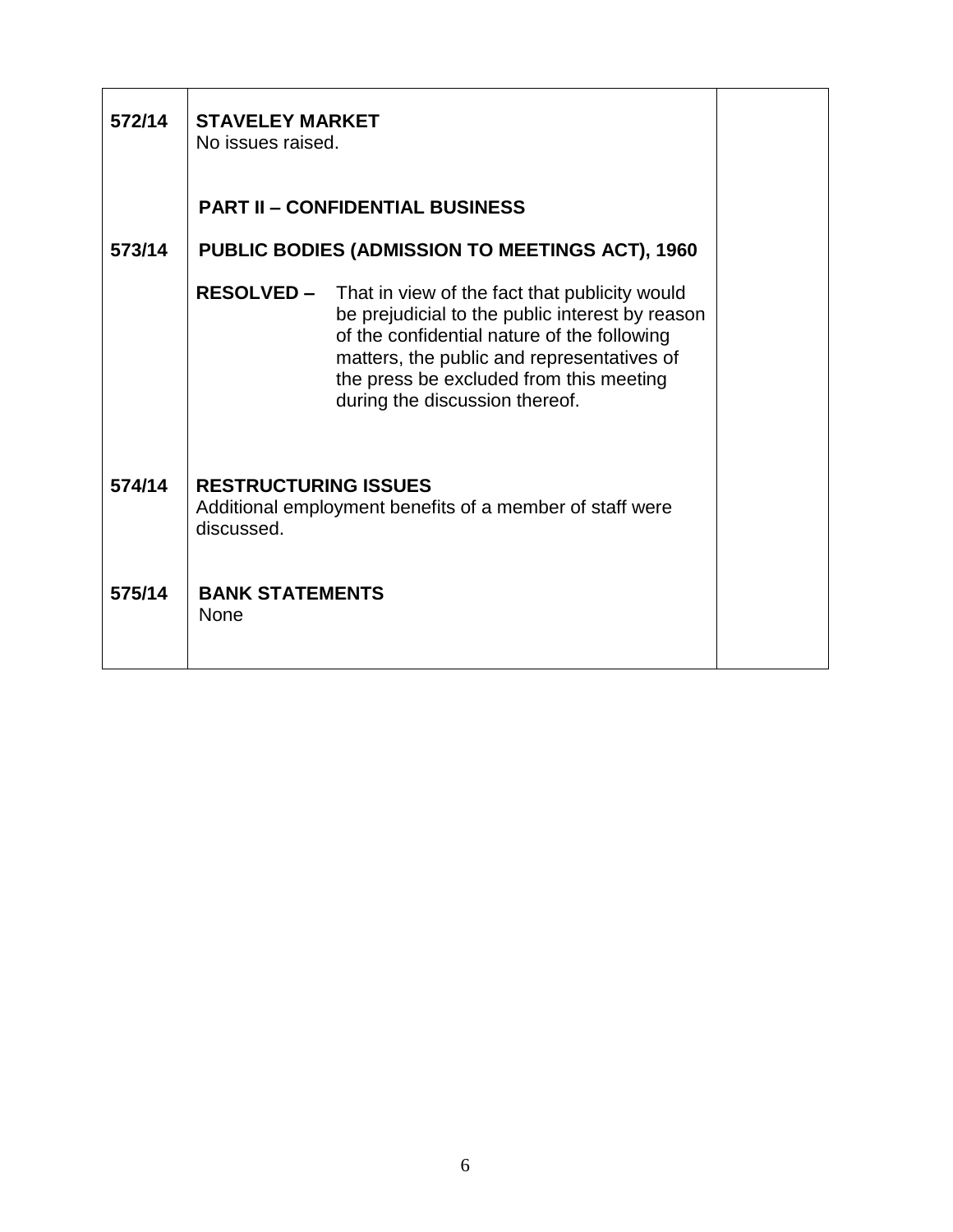| | | |
|---|---|---|
| **572/14** | **STAVELEY MARKET**<br>No issues raised.<br><br>**PART II – CONFIDENTIAL BUSINESS** | |
| **573/14** | **PUBLIC BODIES (ADMISSION TO MEETINGS ACT), 1960**<br><br>**RESOLVED –** That in view of the fact that publicity would be prejudicial to the public interest by reason of the confidential nature of the following matters, the public and representatives of the press be excluded from this meeting during the discussion thereof. | |
| **574/14** | **RESTRUCTURING ISSUES**<br>Additional employment benefits of a member of staff were discussed. | |
| **575/14** | **BANK STATEMENTS**<br>None | |